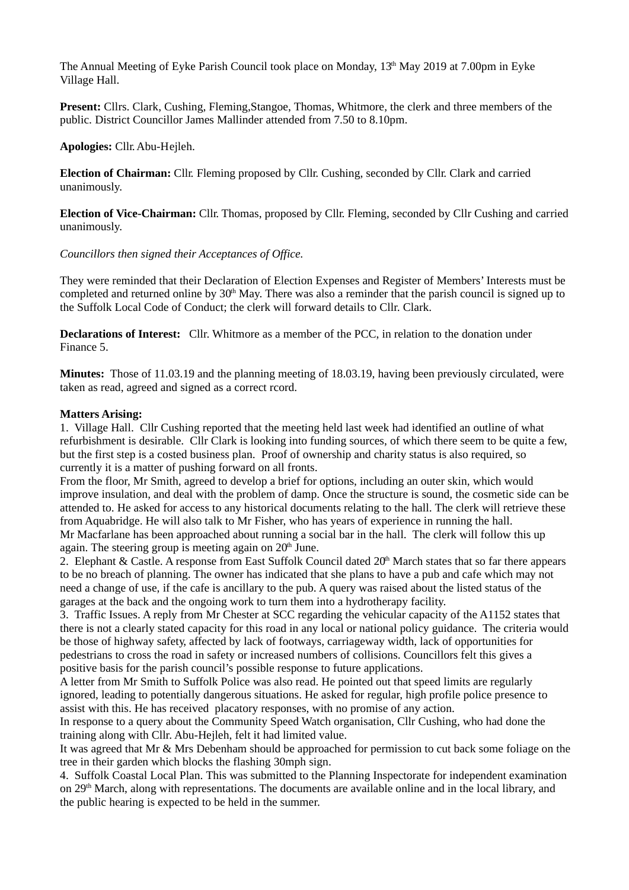The Annual Meeting of Eyke Parish Council took place on Monday, 13th May 2019 at 7.00pm in Eyke Village Hall.

**Present:** Cllrs. Clark, Cushing, Fleming,Stangoe, Thomas, Whitmore, the clerk and three members of the public. District Councillor James Mallinder attended from 7.50 to 8.10pm.

**Apologies:** Cllr. Abu-Hejleh.

**Election of Chairman:** Cllr. Fleming proposed by Cllr. Cushing, seconded by Cllr. Clark and carried unanimously.

**Election of Vice-Chairman:** Cllr. Thomas, proposed by Cllr. Fleming, seconded by Cllr Cushing and carried unanimously.

*Councillors then signed their Acceptances of Office.*

They were reminded that their Declaration of Election Expenses and Register of Members' Interests must be completed and returned online by 30th May. There was also a reminder that the parish council is signed up to the Suffolk Local Code of Conduct; the clerk will forward details to Cllr. Clark.

**Declarations of Interest:** Cllr. Whitmore as a member of the PCC, in relation to the donation under Finance 5.

**Minutes:** Those of 11.03.19 and the planning meeting of 18.03.19, having been previously circulated, were taken as read, agreed and signed as a correct rcord.

**Matters Arising:**

1. Village Hall. Cllr Cushing reported that the meeting held last week had identified an outline of what refurbishment is desirable. Cllr Clark is looking into funding sources, of which there seem to be quite a few, but the first step is a costed business plan. Proof of ownership and charity status is also required, so currently it is a matter of pushing forward on all fronts.
From the floor, Mr Smith, agreed to develop a brief for options, including an outer skin, which would improve insulation, and deal with the problem of damp. Once the structure is sound, the cosmetic side can be attended to. He asked for access to any historical documents relating to the hall. The clerk will retrieve these from Aquabridge. He will also talk to Mr Fisher, who has years of experience in running the hall.
Mr Macfarlane has been approached about running a social bar in the hall. The clerk will follow this up again. The steering group is meeting again on 20th June.
2. Elephant & Castle. A response from East Suffolk Council dated 20th March states that so far there appears to be no breach of planning. The owner has indicated that she plans to have a pub and cafe which may not need a change of use, if the cafe is ancillary to the pub. A query was raised about the listed status of the garages at the back and the ongoing work to turn them into a hydrotherapy facility.
3. Traffic Issues. A reply from Mr Chester at SCC regarding the vehicular capacity of the A1152 states that there is not a clearly stated capacity for this road in any local or national policy guidance. The criteria would be those of highway safety, affected by lack of footways, carriageway width, lack of opportunities for pedestrians to cross the road in safety or increased numbers of collisions. Councillors felt this gives a positive basis for the parish council's possible response to future applications.
A letter from Mr Smith to Suffolk Police was also read. He pointed out that speed limits are regularly ignored, leading to potentially dangerous situations. He asked for regular, high profile police presence to assist with this. He has received placatory responses, with no promise of any action.
In response to a query about the Community Speed Watch organisation, Cllr Cushing, who had done the training along with Cllr. Abu-Hejleh, felt it had limited value.
It was agreed that Mr & Mrs Debenham should be approached for permission to cut back some foliage on the tree in their garden which blocks the flashing 30mph sign.
4. Suffolk Coastal Local Plan. This was submitted to the Planning Inspectorate for independent examination on 29th March, along with representations. The documents are available online and in the local library, and the public hearing is expected to be held in the summer.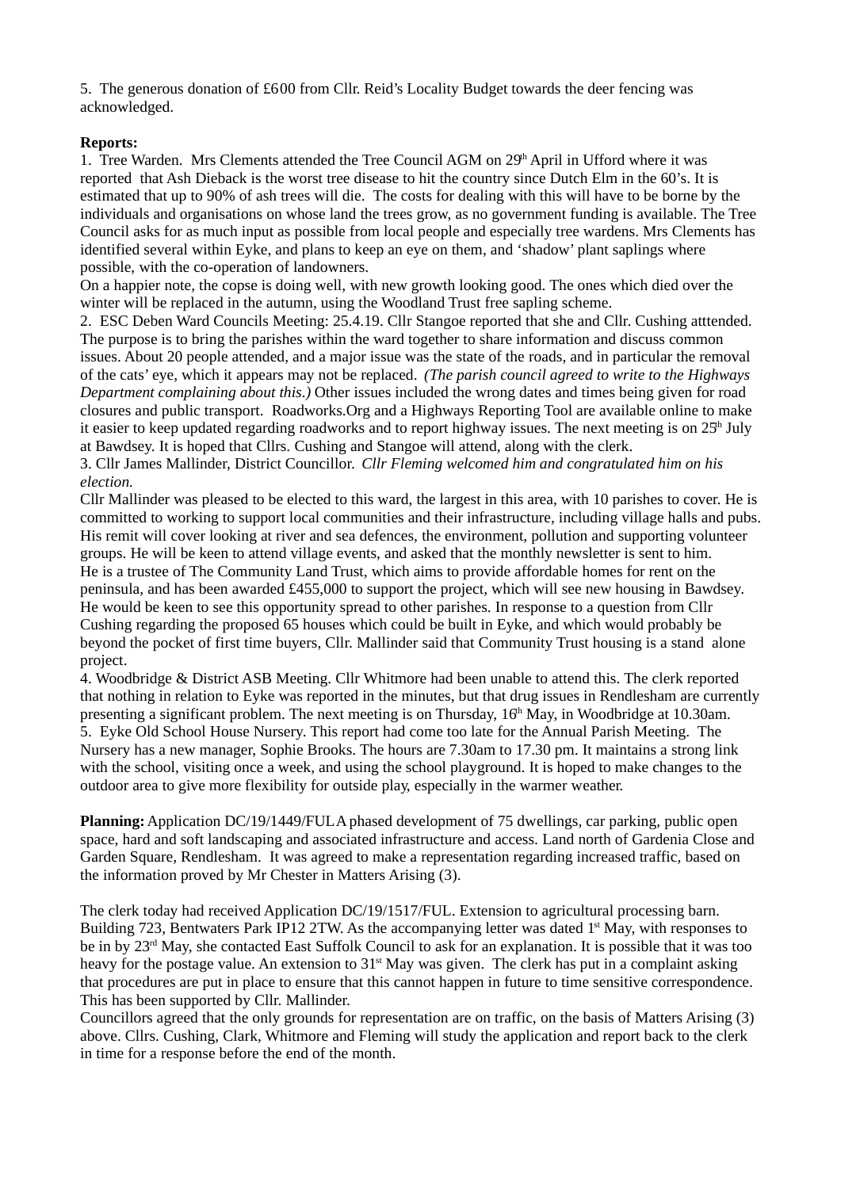5. The generous donation of £600 from Cllr. Reid's Locality Budget towards the deer fencing was acknowledged.

**Reports:**

1. Tree Warden. Mrs Clements attended the Tree Council AGM on 29th April in Ufford where it was reported that Ash Dieback is the worst tree disease to hit the country since Dutch Elm in the 60's. It is estimated that up to 90% of ash trees will die. The costs for dealing with this will have to be borne by the individuals and organisations on whose land the trees grow, as no government funding is available. The Tree Council asks for as much input as possible from local people and especially tree wardens. Mrs Clements has identified several within Eyke, and plans to keep an eye on them, and 'shadow' plant saplings where possible, with the co-operation of landowners.
On a happier note, the copse is doing well, with new growth looking good. The ones which died over the winter will be replaced in the autumn, using the Woodland Trust free sapling scheme.
2. ESC Deben Ward Councils Meeting: 25.4.19. Cllr Stangoe reported that she and Cllr. Cushing atttended. The purpose is to bring the parishes within the ward together to share information and discuss common issues. About 20 people attended, and a major issue was the state of the roads, and in particular the removal of the cats' eye, which it appears may not be replaced. *(The parish council agreed to write to the Highways Department complaining about this.)* Other issues included the wrong dates and times being given for road closures and public transport. Roadworks.Org and a Highways Reporting Tool are available online to make it easier to keep updated regarding roadworks and to report highway issues. The next meeting is on 25th July at Bawdsey. It is hoped that Cllrs. Cushing and Stangoe will attend, along with the clerk.
3. Cllr James Mallinder, District Councillor. *Cllr Fleming welcomed him and congratulated him on his election.*
Cllr Mallinder was pleased to be elected to this ward, the largest in this area, with 10 parishes to cover. He is committed to working to support local communities and their infrastructure, including village halls and pubs. His remit will cover looking at river and sea defences, the environment, pollution and supporting volunteer groups. He will be keen to attend village events, and asked that the monthly newsletter is sent to him.
He is a trustee of The Community Land Trust, which aims to provide affordable homes for rent on the peninsula, and has been awarded £455,000 to support the project, which will see new housing in Bawdsey. He would be keen to see this opportunity spread to other parishes. In response to a question from Cllr Cushing regarding the proposed 65 houses which could be built in Eyke, and which would probably be beyond the pocket of first time buyers, Cllr. Mallinder said that Community Trust housing is a stand alone project.
4. Woodbridge & District ASB Meeting. Cllr Whitmore had been unable to attend this. The clerk reported that nothing in relation to Eyke was reported in the minutes, but that drug issues in Rendlesham are currently presenting a significant problem. The next meeting is on Thursday, 16th May, in Woodbridge at 10.30am.
5. Eyke Old School House Nursery. This report had come too late for the Annual Parish Meeting. The Nursery has a new manager, Sophie Brooks. The hours are 7.30am to 17.30 pm. It maintains a strong link with the school, visiting once a week, and using the school playground. It is hoped to make changes to the outdoor area to give more flexibility for outside play, especially in the warmer weather.

**Planning:** Application DC/19/1449/FUL A phased development of 75 dwellings, car parking, public open space, hard and soft landscaping and associated infrastructure and access. Land north of Gardenia Close and Garden Square, Rendlesham. It was agreed to make a representation regarding increased traffic, based on the information proved by Mr Chester in Matters Arising (3).

The clerk today had received Application DC/19/1517/FUL. Extension to agricultural processing barn. Building 723, Bentwaters Park IP12 2TW. As the accompanying letter was dated 1st May, with responses to be in by 23rd May, she contacted East Suffolk Council to ask for an explanation. It is possible that it was too heavy for the postage value. An extension to 31st May was given. The clerk has put in a complaint asking that procedures are put in place to ensure that this cannot happen in future to time sensitive correspondence. This has been supported by Cllr. Mallinder.
Councillors agreed that the only grounds for representation are on traffic, on the basis of Matters Arising (3) above. Cllrs. Cushing, Clark, Whitmore and Fleming will study the application and report back to the clerk in time for a response before the end of the month.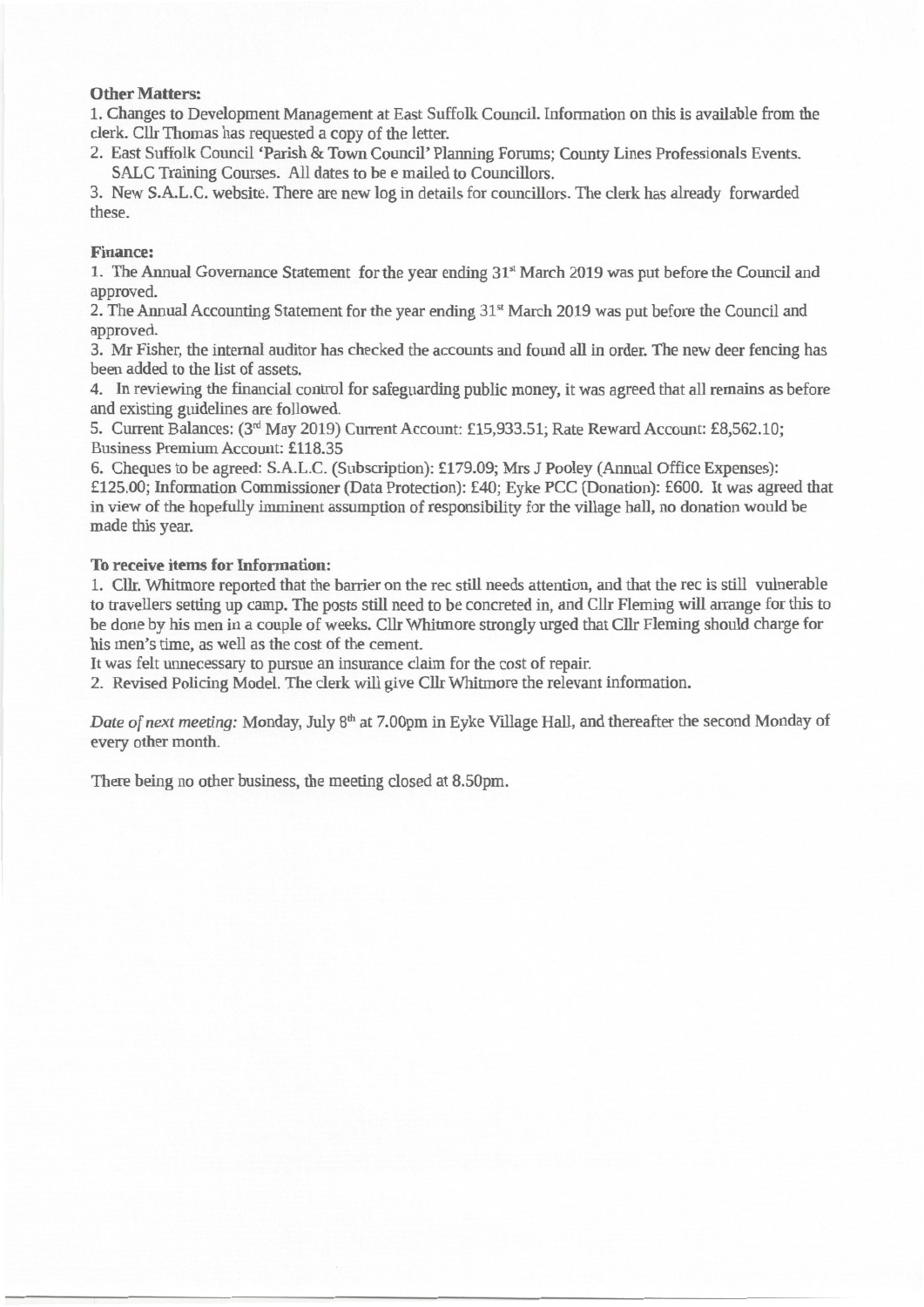**Other Matters:**

1. Changes to Development Management at East Suffolk Council. Information on this is available from the clerk. Cllr Thomas has requested a copy of the letter.
2. East Suffolk Council 'Parish & Town Council' Planning Forums; County Lines Professionals Events. SALC Training Courses. All dates to be e mailed to Councillors.
3. New S.A.L.C. website. There are new log in details for councillors. The clerk has already forwarded these.

**Finance:**

1. The Annual Governance Statement for the year ending 31st March 2019 was put before the Council and approved.
2. The Annual Accounting Statement for the year ending 31st March 2019 was put before the Council and approved.
3. Mr Fisher, the internal auditor has checked the accounts and found all in order. The new deer fencing has been added to the list of assets.
4. In reviewing the financial control for safeguarding public money, it was agreed that all remains as before and existing guidelines are followed.
5. Current Balances: (3rd May 2019) Current Account: £15,933.51; Rate Reward Account: £8,562.10; Business Premium Account: £118.35
6. Cheques to be agreed: S.A.L.C. (Subscription): £179.09; Mrs J Pooley (Annual Office Expenses): £125.00; Information Commissioner (Data Protection): £40; Eyke PCC (Donation): £600. It was agreed that in view of the hopefully imminent assumption of responsibility for the village hall, no donation would be made this year.

**To receive items for Information:**

1. Cllr. Whitmore reported that the barrier on the rec still needs attention, and that the rec is still vulnerable to travellers setting up camp. The posts still need to be concreted in, and Cllr Fleming will arrange for this to be done by his men in a couple of weeks. Cllr Whitmore strongly urged that Cllr Fleming should charge for his men's time, as well as the cost of the cement.

It was felt unnecessary to pursue an insurance claim for the cost of repair.

2. Revised Policing Model. The clerk will give Cllr Whitmore the relevant information.

*Date of next meeting:* Monday, July 8th at 7.00pm in Eyke Village Hall, and thereafter the second Monday of every other month.

There being no other business, the meeting closed at 8.50pm.